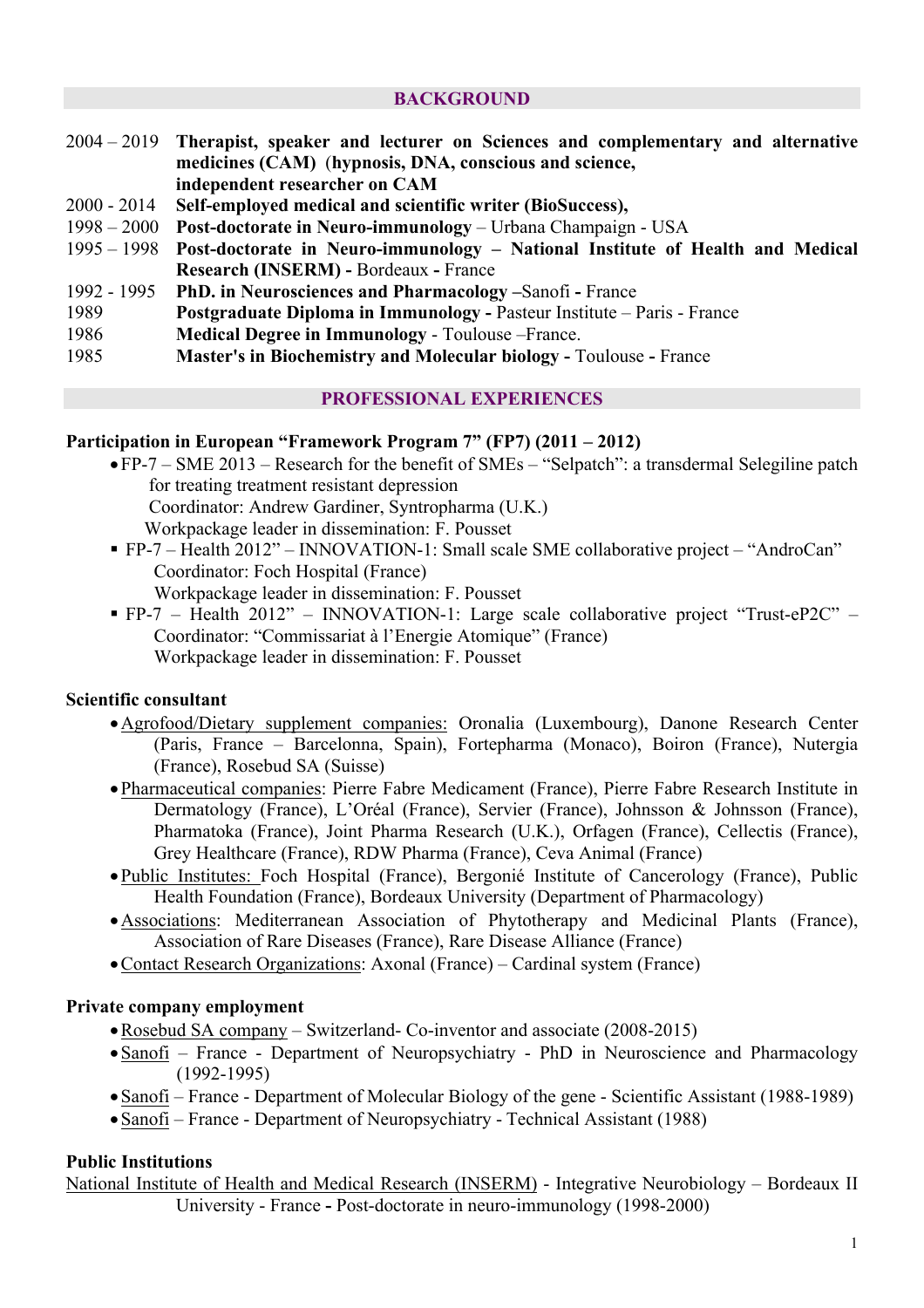## BACKGROUND

- 2004 – 2019 **Therapist, speaker and lecturer on Sciences and complementary and alternative medicines (CAM) (hypnosis, DNA, conscious and science, independent researcher on CAM**
- 2000 - 2014 **Self-employed medical and scientific writer (BioSuccess),**
- 1998 – 2000 **Post-doctorate in Neuro-immunology** – Urbana Champaign - USA
- 1995 – 1998 **Post-doctorate in Neuro-immunology – National Institute of Health and Medical Research (INSERM) -** Bordeaux **-** France
- 1992 - 1995 **PhD. in Neurosciences and Pharmacology –**Sanofi **-** France
- 1989 **Postgraduate Diploma in Immunology -** Pasteur Institute – Paris - France
- 1986 **Medical Degree in Immunology** - Toulouse –France.
- 1985 **Master's in Biochemistry and Molecular biology -** Toulouse **-** France

## PROFESSIONAL EXPERIENCES

**Participation in European "Framework Program 7" (FP7) (2011 – 2012)**

- FP-7 – SME 2013 – Research for the benefit of SMEs – "Selpatch": a transdermal Selegiline patch for treating treatment resistant depression
  Coordinator: Andrew Gardiner, Syntropharma (U.K.)
  Workpackage leader in dissemination: F. Pousset
- FP-7 – Health 2012" – INNOVATION-1: Small scale SME collaborative project – "AndroCan"
  Coordinator: Foch Hospital (France)
  Workpackage leader in dissemination: F. Pousset
- FP-7 – Health 2012" – INNOVATION-1: Large scale collaborative project "Trust-eP2C" – Coordinator: "Commissariat à l'Energie Atomique" (France)
  Workpackage leader in dissemination: F. Pousset

**Scientific consultant**

- Agrofood/Dietary supplement companies: Oronalia (Luxembourg), Danone Research Center (Paris, France – Barcelonna, Spain), Fortepharma (Monaco), Boiron (France), Nutergia (France), Rosebud SA (Suisse)
- Pharmaceutical companies: Pierre Fabre Medicament (France), Pierre Fabre Research Institute in Dermatology (France), L'Oréal (France), Servier (France), Johnsson & Johnsson (France), Pharmatoka (France), Joint Pharma Research (U.K.), Orfagen (France), Cellectis (France), Grey Healthcare (France), RDW Pharma (France), Ceva Animal (France)
- Public Institutes: Foch Hospital (France), Bergonié Institute of Cancerology (France), Public Health Foundation (France), Bordeaux University (Department of Pharmacology)
- Associations: Mediterranean Association of Phytotherapy and Medicinal Plants (France), Association of Rare Diseases (France), Rare Disease Alliance (France)
- Contact Research Organizations: Axonal (France) – Cardinal system (France)

**Private company employment**

- Rosebud SA company – Switzerland- Co-inventor and associate (2008-2015)
- Sanofi – France - Department of Neuropsychiatry - PhD in Neuroscience and Pharmacology (1992-1995)
- Sanofi – France - Department of Molecular Biology of the gene - Scientific Assistant (1988-1989)
- Sanofi – France - Department of Neuropsychiatry - Technical Assistant (1988)

**Public Institutions**

National Institute of Health and Medical Research (INSERM) - Integrative Neurobiology – Bordeaux II University - France **-** Post-doctorate in neuro-immunology (1998-2000)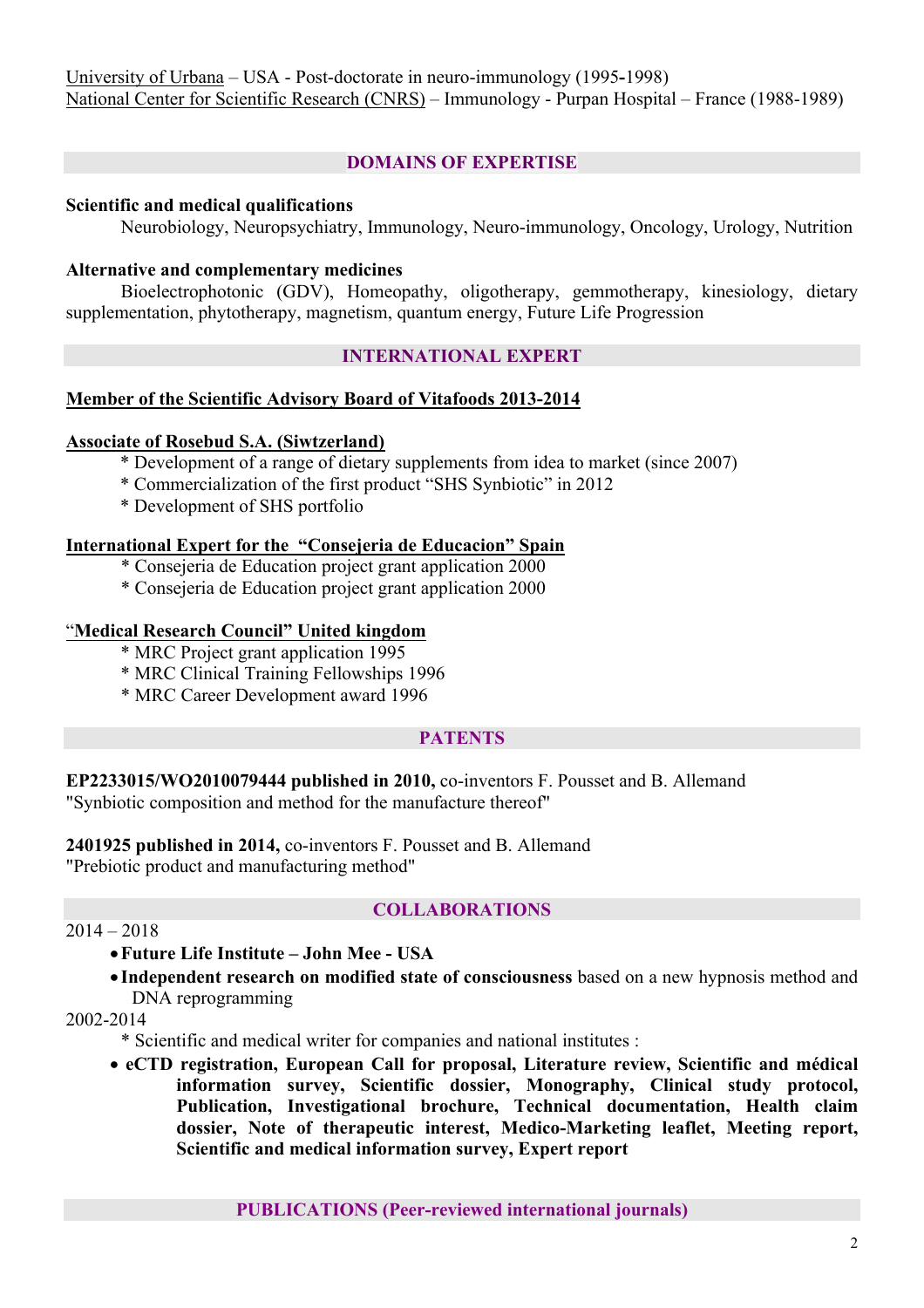University of Urbana – USA - Post-doctorate in neuro-immunology (1995-1998)
National Center for Scientific Research (CNRS) – Immunology - Purpan Hospital – France (1988-1989)

## DOMAINS OF EXPERTISE

**Scientific and medical qualifications**

Neurobiology, Neuropsychiatry, Immunology, Neuro-immunology, Oncology, Urology, Nutrition

**Alternative and complementary medicines**

Bioelectrophotonic (GDV), Homeopathy, oligotherapy, gemmotherapy, kinesiology, dietary supplementation, phytotherapy, magnetism, quantum energy, Future Life Progression

## INTERNATIONAL EXPERT

**Member of the Scientific Advisory Board of Vitafoods 2013-2014**

**Associate of Rosebud S.A. (Siwtzerland)**

* Development of a range of dietary supplements from idea to market (since 2007)
* Commercialization of the first product "SHS Synbiotic" in 2012
* Development of SHS portfolio

**International Expert for the "Consejeria de Educacion" Spain**

* Consejeria de Education project grant application 2000
* Consejeria de Education project grant application 2000

"**Medical Research Council" United kingdom**

* MRC Project grant application 1995
* MRC Clinical Training Fellowships 1996
* MRC Career Development award 1996

## PATENTS

**EP2233015/WO2010079444 published in 2010,** co-inventors F. Pousset and B. Allemand
"Synbiotic composition and method for the manufacture thereof"

**2401925 published in 2014,** co-inventors F. Pousset and B. Allemand
"Prebiotic product and manufacturing method"

## COLLABORATIONS

2014 – 2018

- **Future Life Institute – John Mee - USA**
- **Independent research on modified state of consciousness** based on a new hypnosis method and DNA reprogramming

2002-2014

* Scientific and medical writer for companies and national institutes :

- **eCTD registration, European Call for proposal, Literature review, Scientific and médical information survey, Scientific dossier, Monography, Clinical study protocol, Publication, Investigational brochure, Technical documentation, Health claim dossier, Note of therapeutic interest, Medico-Marketing leaflet, Meeting report, Scientific and medical information survey, Expert report**

## PUBLICATIONS (Peer-reviewed international journals)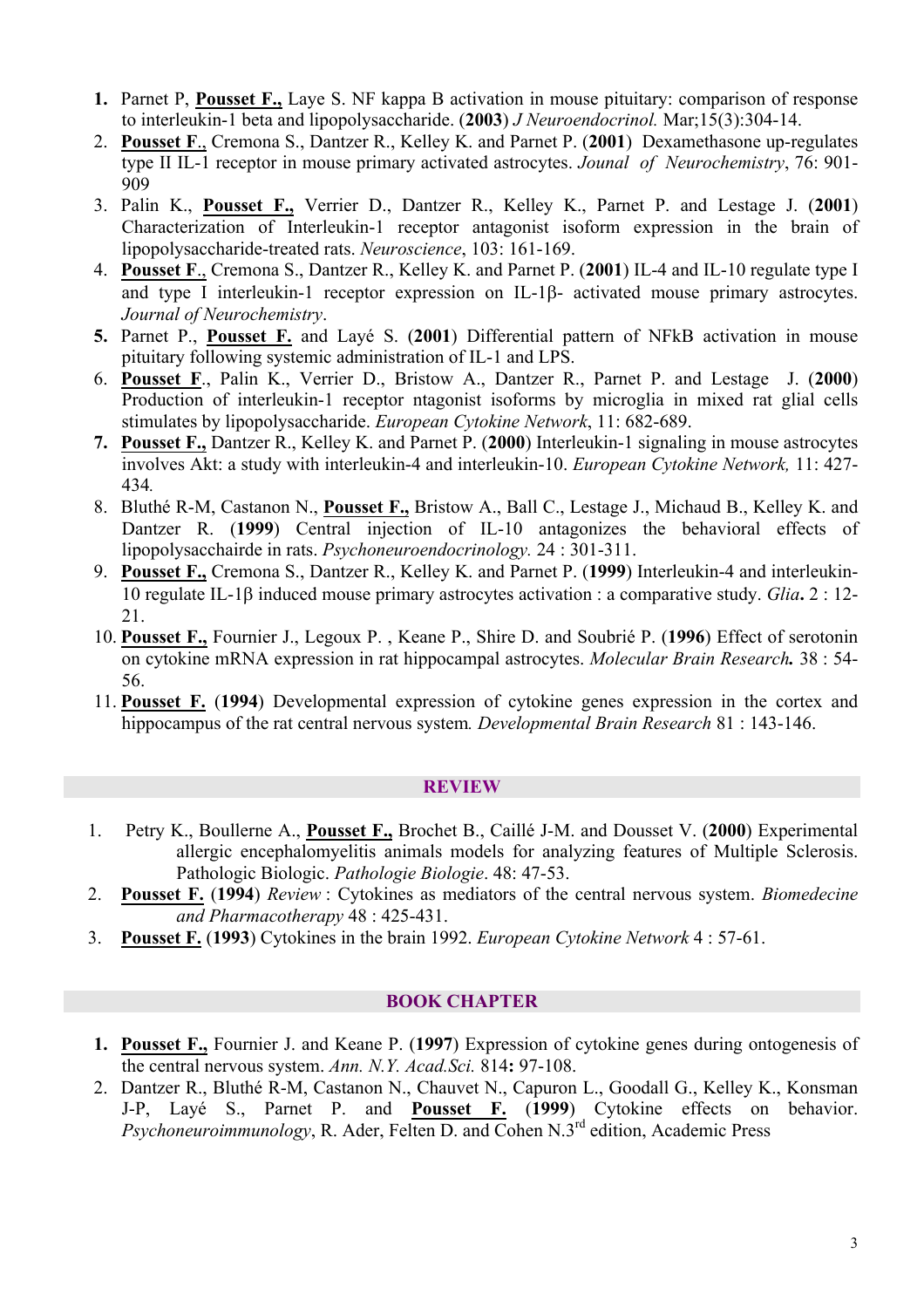1. Parnet P, **Pousset F.,** Laye S. NF kappa B activation in mouse pituitary: comparison of response to interleukin-1 beta and lipopolysaccharide. (**2003**) *J Neuroendocrinol.* Mar;15(3):304-14.
2. **Pousset F**., Cremona S., Dantzer R., Kelley K. and Parnet P. (**2001**) Dexamethasone up-regulates type II IL-1 receptor in mouse primary activated astrocytes. *Jounal of Neurochemistry*, 76: 901-909
3. Palin K., **Pousset F.,** Verrier D., Dantzer R., Kelley K., Parnet P. and Lestage J. (**2001**) Characterization of Interleukin-1 receptor antagonist isoform expression in the brain of lipopolysaccharide-treated rats. *Neuroscience*, 103: 161-169.
4. **Pousset F**., Cremona S., Dantzer R., Kelley K. and Parnet P. (**2001**) IL-4 and IL-10 regulate type I and type I interleukin-1 receptor expression on IL-1β- activated mouse primary astrocytes. *Journal of Neurochemistry*.
5. Parnet P., **Pousset F.** and Layé S. (**2001**) Differential pattern of NFkB activation in mouse pituitary following systemic administration of IL-1 and LPS.
6. **Pousset F**., Palin K., Verrier D., Bristow A., Dantzer R., Parnet P. and Lestage J. (**2000**) Production of interleukin-1 receptor ntagonist isoforms by microglia in mixed rat glial cells stimulates by lipopolysaccharide. *European Cytokine Network*, 11: 682-689.
7. **Pousset F.,** Dantzer R., Kelley K. and Parnet P. (**2000**) Interleukin-1 signaling in mouse astrocytes involves Akt: a study with interleukin-4 and interleukin-10. *European Cytokine Network,* 11: 427-434*.*
8. Bluthé R-M, Castanon N., **Pousset F.,** Bristow A., Ball C., Lestage J., Michaud B., Kelley K. and Dantzer R. (**1999**) Central injection of IL-10 antagonizes the behavioral effects of lipopolysacchairde in rats. *Psychoneuroendocrinology.* 24 : 301-311.
9. **Pousset F.,** Cremona S., Dantzer R., Kelley K. and Parnet P. (**1999**) Interleukin-4 and interleukin-10 regulate IL-1β induced mouse primary astrocytes activation : a comparative study. *Glia***.** 2 : 12-21.
10. **Pousset F.,** Fournier J., Legoux P. , Keane P., Shire D. and Soubrié P. (**1996**) Effect of serotonin on cytokine mRNA expression in rat hippocampal astrocytes. *Molecular Brain Research.* 38 : 54-56.
11. **Pousset F.** (**1994**) Developmental expression of cytokine genes expression in the cortex and hippocampus of the rat central nervous system*.* *Developmental Brain Research* 81 : 143-146.

## REVIEW

1. Petry K., Boullerne A., **Pousset F.,** Brochet B., Caillé J-M. and Dousset V. (**2000**) Experimental allergic encephalomyelitis animals models for analyzing features of Multiple Sclerosis. Pathologic Biologic. *Pathologie Biologie*. 48: 47-53.
2. **Pousset F.** (**1994**) *Review* : Cytokines as mediators of the central nervous system. *Biomedecine and Pharmacotherapy* 48 : 425-431.
3. **Pousset F.** (**1993**) Cytokines in the brain 1992. *European Cytokine Network* 4 : 57-61.

## BOOK CHAPTER

1. **Pousset F.,** Fournier J. and Keane P. (**1997**) Expression of cytokine genes during ontogenesis of the central nervous system. *Ann. N.Y. Acad.Sci.* 814**:** 97-108.
2. Dantzer R., Bluthé R-M, Castanon N., Chauvet N., Capuron L., Goodall G., Kelley K., Konsman J-P, Layé S., Parnet P. and **Pousset F.** (**1999**) Cytokine effects on behavior. *Psychoneuroimmunology*, R. Ader, Felten D. and Cohen N.3rd edition, Academic Press